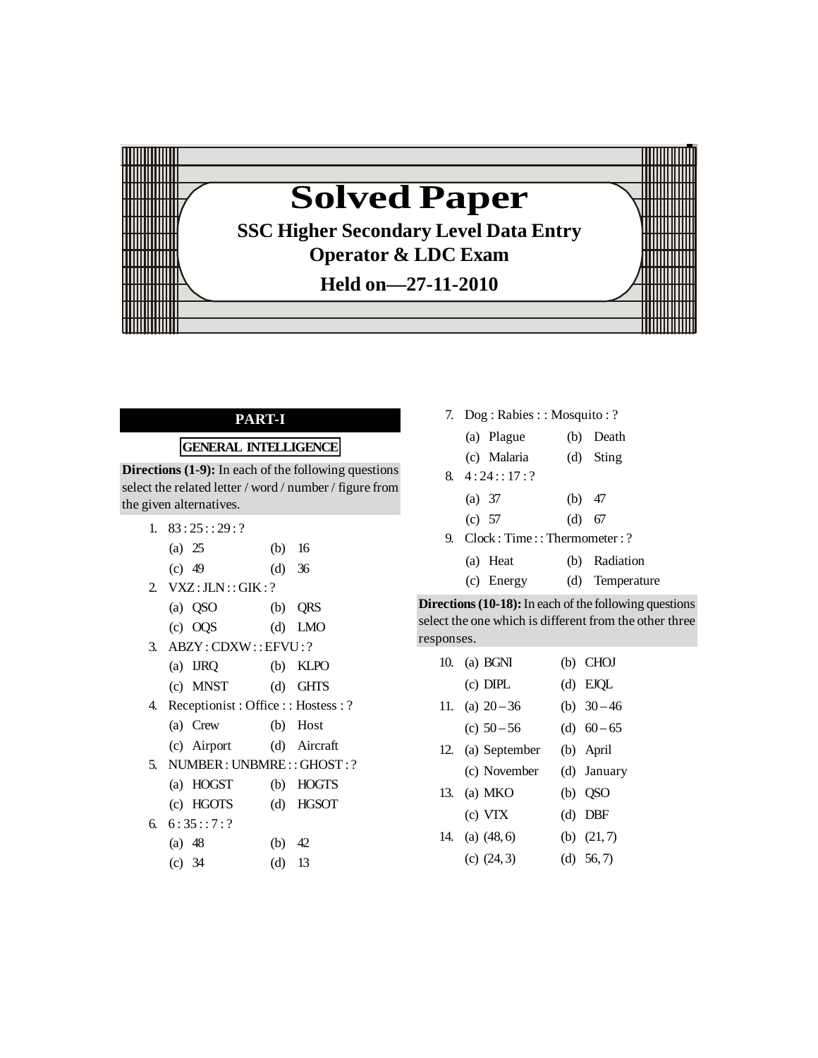# Solved Paper

## SSC Higher Secondary Level Data Entry Operator & LDC Exam

### Held on—27-11-2010

## PART-I

### GENERAL INTELLIGENCE

**Directions (1-9):** In each of the following questions select the related letter / word / number / figure from the given alternatives.

1. 83 : 25 : : 29 : ?
   - (a) 25
   - (b) 16
   - (c) 49
   - (d) 36
2. VXZ : JLN : : GIK : ?
   - (a) QSO
   - (b) QRS
   - (c) OQS
   - (d) LMO
3. ABZY : CDXW : : EFVU : ?
   - (a) IJRQ
   - (b) KLPO
   - (c) MNST
   - (d) GHTS
4. Receptionist : Office : : Hostess : ?
   - (a) Crew
   - (b) Host
   - (c) Airport
   - (d) Aircraft
5. NUMBER : UNBMRE : : GHOST : ?
   - (a) HOGST
   - (b) HOGTS
   - (c) HGOTS
   - (d) HGSOT
6. 6 : 35 : : 7 : ?
   - (a) 48
   - (b) 42
   - (c) 34
   - (d) 13
7. Dog : Rabies : : Mosquito : ?
   - (a) Plague
   - (b) Death
   - (c) Malaria
   - (d) Sting
8. 4 : 24 : : 17 : ?
   - (a) 37
   - (b) 47
   - (c) 57
   - (d) 67
9. Clock : Time : : Thermometer : ?
   - (a) Heat
   - (b) Radiation
   - (c) Energy
   - (d) Temperature

**Directions (10-18):** In each of the following questions select the one which is different from the other three responses.

10. (a) BGNI (b) CHOJ (c) DIPL (d) EJQL
11. (a) 20 – 36 (b) 30 – 46 (c) 50 – 56 (d) 60 – 65
12. (a) September (b) April (c) November (d) January
13. (a) MKO (b) QSO (c) VTX (d) DBF
14. (a) (48, 6) (b) (21, 7) (c) (24, 3) (d) 56, 7)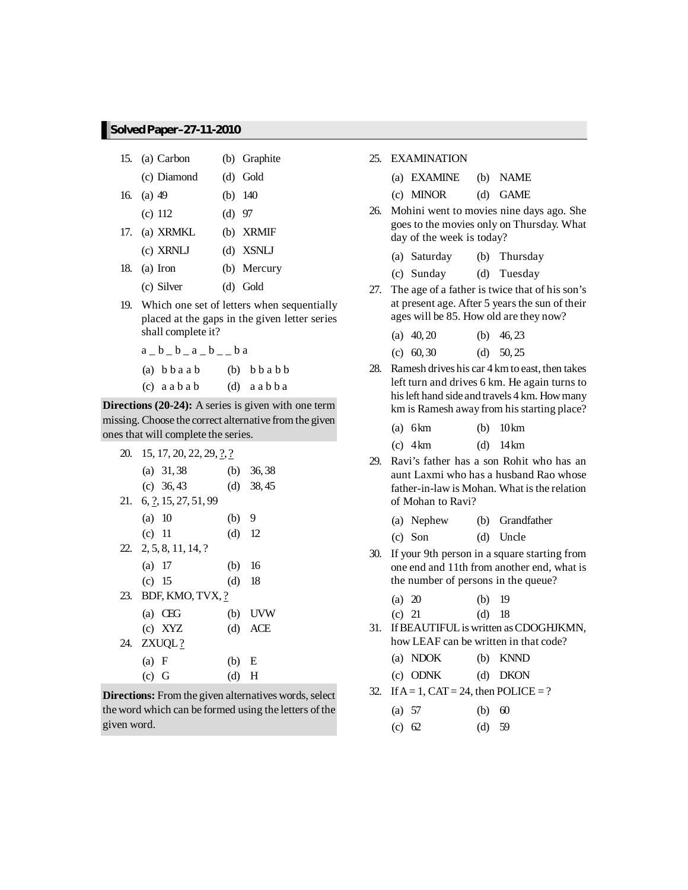15. (a) Carbon (b) Graphite
    (c) Diamond (d) Gold

16. (a) 49 (b) 140
    (c) 112 (d) 97

17. (a) XRMKL (b) XRMIF
    (c) XRNLJ (d) XSNLJ

18. (a) Iron (b) Mercury
    (c) Silver (d) Gold

19. Which one set of letters when sequentially placed at the gaps in the given letter series shall complete it?

    a _ b _ b _ a _ b _ _ b a

    (a) b b a a b (b) b b a b b
    (c) a a b a b (d) a a b b a

**Directions (20-24):** A series is given with one term missing. Choose the correct alternative from the given ones that will complete the series.

20. 15, 17, 20, 22, 29, ?, ?
    (a) 31, 38 (b) 36, 38
    (c) 36, 43 (d) 38, 45

21. 6, ?, 15, 27, 51, 99
    (a) 10 (b) 9
    (c) 11 (d) 12

22. 2, 5, 8, 11, 14, ?
    (a) 17 (b) 16
    (c) 15 (d) 18

23. BDF, KMO, TVX, ?
    (a) CEG (b) UVW
    (c) XYZ (d) ACE

24. ZXUQL ?
    (a) F (b) E
    (c) G (d) H

**Directions:** From the given alternatives words, select the word which can be formed using the letters of the given word.

25. EXAMINATION
    (a) EXAMINE (b) NAME
    (c) MINOR (d) GAME

26. Mohini went to movies nine days ago. She goes to the movies only on Thursday. What day of the week is today?
    (a) Saturday (b) Thursday
    (c) Sunday (d) Tuesday

27. The age of a father is twice that of his son's at present age. After 5 years the sun of their ages will be 85. How old are they now?
    (a) 40, 20 (b) 46, 23
    (c) 60, 30 (d) 50, 25

28. Ramesh drives his car 4 km to east, then takes left turn and drives 6 km. He again turns to his left hand side and travels 4 km. How many km is Ramesh away from his starting place?
    (a) 6 km (b) 10 km
    (c) 4 km (d) 14 km

29. Ravi's father has a son Rohit who has an aunt Laxmi who has a husband Rao whose father-in-law is Mohan. What is the relation of Mohan to Ravi?
    (a) Nephew (b) Grandfather
    (c) Son (d) Uncle

30. If your 9th person in a square starting from one end and 11th from another end, what is the number of persons in the queue?
    (a) 20 (b) 19
    (c) 21 (d) 18

31. If BEAUTIFUL is written as CDOGHJKMN, how LEAF can be written in that code?
    (a) NDOK (b) KNND
    (c) ODNK (d) DKON

32. If A = 1, CAT = 24, then POLICE = ?
    (a) 57 (b) 60
    (c) 62 (d) 59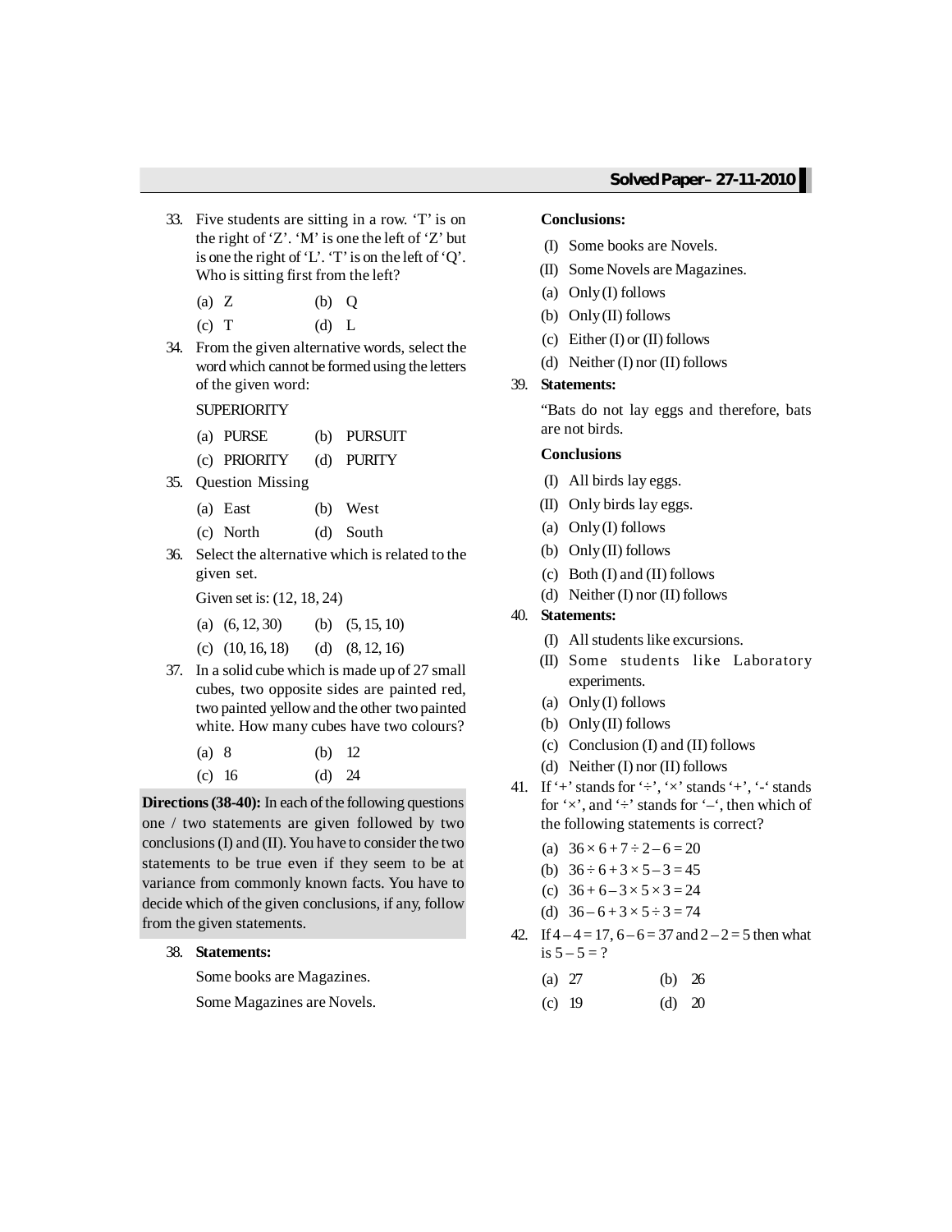33. Five students are sitting in a row. ‘T’ is on the right of ‘Z’. ‘M’ is one the left of ‘Z’ but is one the right of ‘L’. ‘T’ is on the left of ‘Q’. Who is sitting first from the left?

    (a) Z (b) Q
    (c) T (d) L

34. From the given alternative words, select the word which cannot be formed using the letters of the given word:

    SUPERIORITY

    (a) PURSE (b) PURSUIT
    (c) PRIORITY (d) PURITY

35. Question Missing

    (a) East (b) West
    (c) North (d) South

36. Select the alternative which is related to the given set.

    Given set is: (12, 18, 24)

    (a) (6, 12, 30) (b) (5, 15, 10)
    (c) (10, 16, 18) (d) (8, 12, 16)

37. In a solid cube which is made up of 27 small cubes, two opposite sides are painted red, two painted yellow and the other two painted white. How many cubes have two colours?

    (a) 8 (b) 12
    (c) 16 (d) 24

**Directions (38-40):** In each of the following questions one / two statements are given followed by two conclusions (I) and (II). You have to consider the two statements to be true even if they seem to be at variance from commonly known facts. You have to decide which of the given conclusions, if any, follow from the given statements.

38. **Statements:**

    Some books are Magazines.

    Some Magazines are Novels.

    **Conclusions:**

    (I) Some books are Novels.

    (II) Some Novels are Magazines.

    (a) Only (I) follows
    (b) Only (II) follows
    (c) Either (I) or (II) follows
    (d) Neither (I) nor (II) follows

39. **Statements:**

    “Bats do not lay eggs and therefore, bats are not birds.

    **Conclusions**

    (I) All birds lay eggs.

    (II) Only birds lay eggs.

    (a) Only (I) follows
    (b) Only (II) follows
    (c) Both (I) and (II) follows
    (d) Neither (I) nor (II) follows

40. **Statements:**

    (I) All students like excursions.

    (II) Some students like Laboratory experiments.

    (a) Only (I) follows
    (b) Only (II) follows
    (c) Conclusion (I) and (II) follows
    (d) Neither (I) nor (II) follows

41. If ‘+’ stands for ‘÷’, ‘×’ stands ‘+’, ‘-‘ stands for ‘×’, and ‘÷’ stands for ‘–‘, then which of the following statements is correct?

    (a) $36 \times 6 + 7 \div 2 - 6 = 20$
    (b) $36 \div 6 + 3 \times 5 - 3 = 45$
    (c) $36 + 6 - 3 \times 5 \times 3 = 24$
    (d) $36 - 6 + 3 \times 5 \div 3 = 74$

42. If $4 - 4 = 17$, $6 - 6 = 37$ and $2 - 2 = 5$ then what is $5 - 5 = ?$

    (a) 27 (b) 26
    (c) 19 (d) 20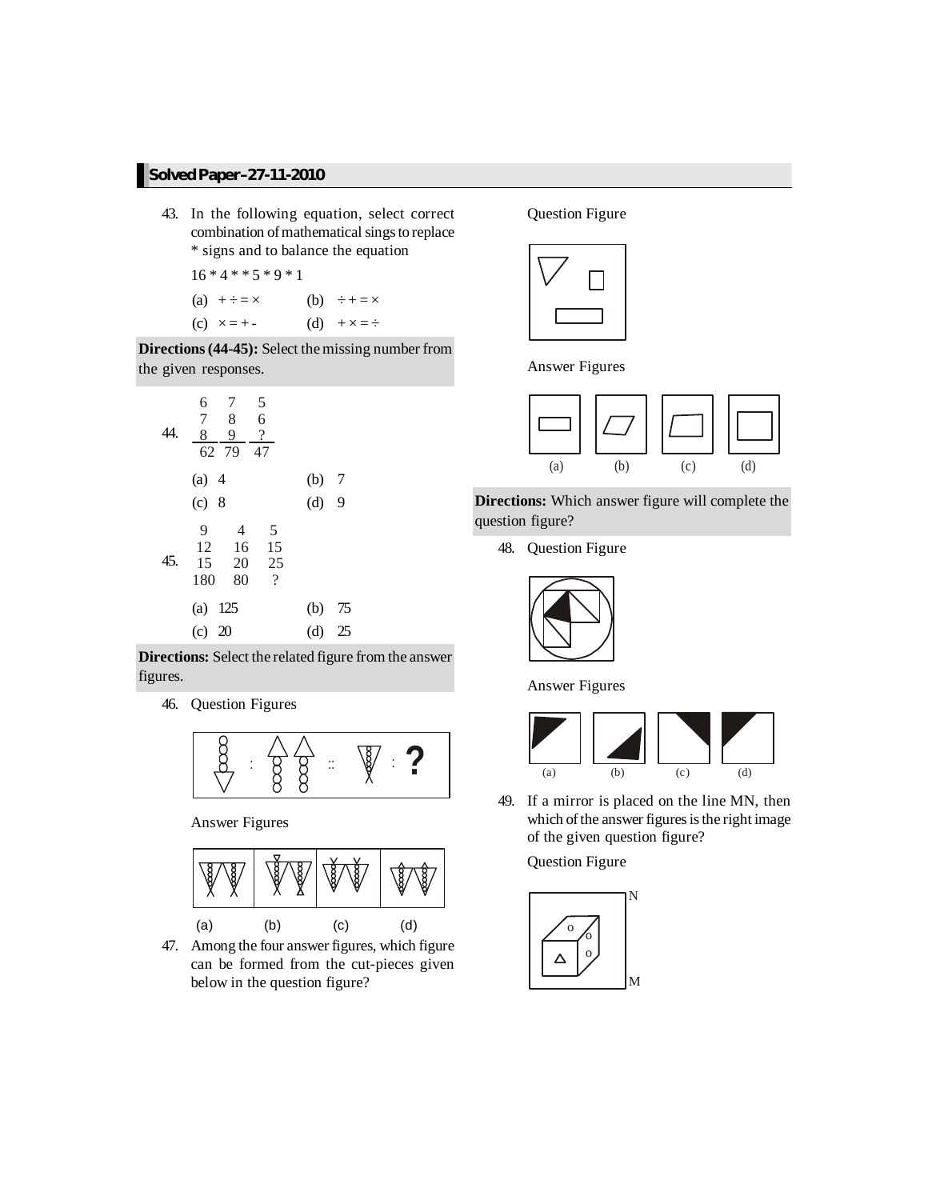43. In the following equation, select correct combination of mathematical sings to replace * signs and to balance the equation

    16 * 4 * * 5 * 9 * 1

    (a) + ÷ = ×  (b) ÷ + = ×

    (c) × = + -  (d) + × = ÷

**Directions (44-45):** Select the missing number from the given responses.

44.

| 6 | 7 | 5 |
|---|---|---|
| 7 | 8 | 6 |
| 8 | 9 | ? |
| 62 | 79 | 47 |

(a) 4  (b) 7

(c) 8  (d) 9

45.

| 9 | 4 | 5 |
|---|---|---|
| 12 | 16 | 15 |
| 15 | 20 | 25 |
| 180 | 80 | ? |

(a) 125  (b) 75

(c) 20  (d) 25

**Directions:** Select the related figure from the answer figures.

46. Question Figures

    Answer Figures

    (a) (b) (c) (d)

47. Among the four answer figures, which figure can be formed from the cut-pieces given below in the question figure?

    Question Figure

    Answer Figures

    (a) (b) (c) (d)

**Directions:** Which answer figure will complete the question figure?

48. Question Figure

    Answer Figures

    (a) (b) (c) (d)

49. If a mirror is placed on the line MN, then which of the answer figures is the right image of the given question figure?

    Question Figure

    N

    M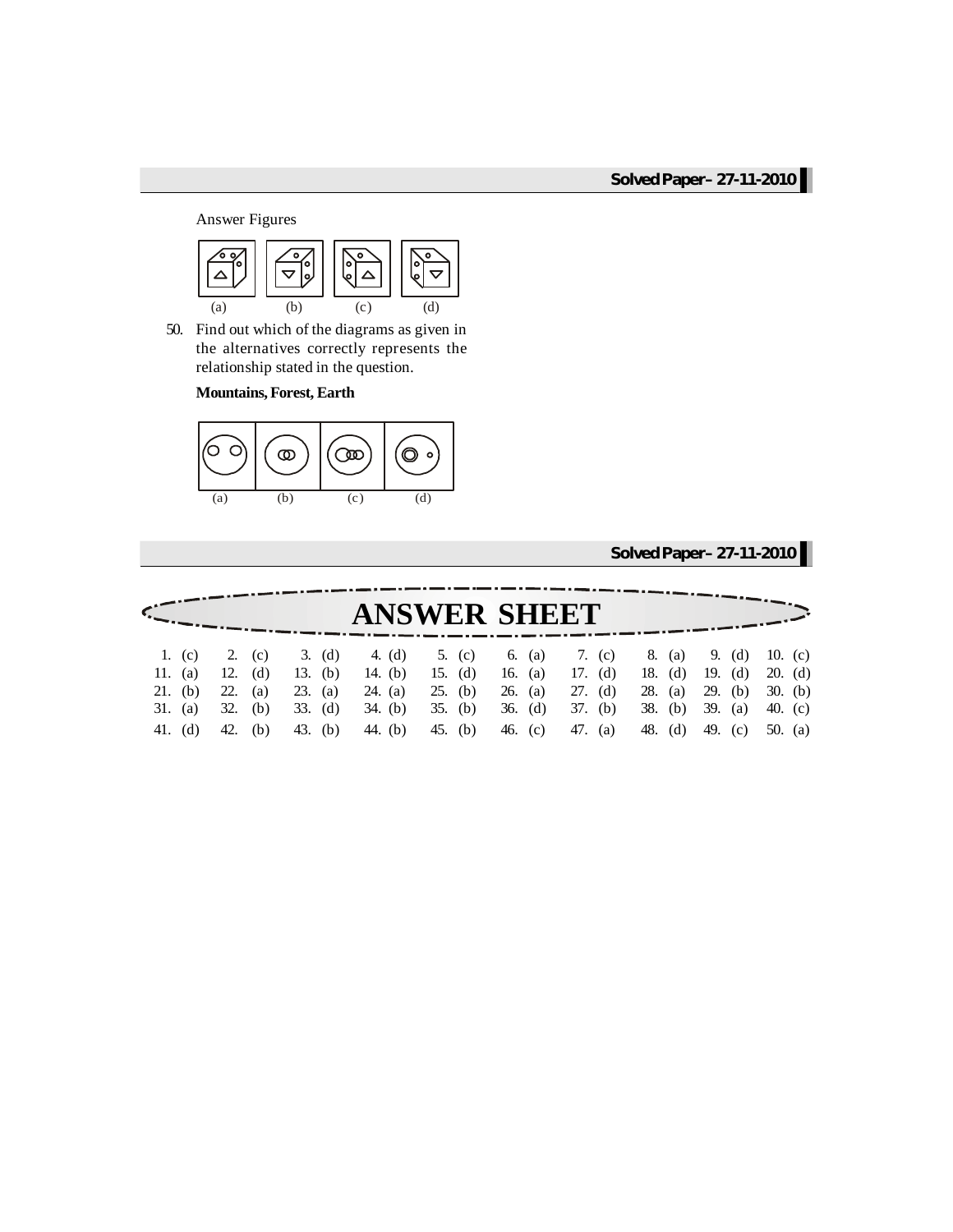Answer Figures

(a) (b) (c) (d)

50. Find out which of the diagrams as given in the alternatives correctly represents the relationship stated in the question.

**Mountains, Forest, Earth**

(a) (b) (c) (d)

# ANSWER SHEET

| | | | | | | | | | |
|---|---|---|---|---|---|---|---|---|---|
| 1. (c) | 2. (c) | 3. (d) | 4. (d) | 5. (c) | 6. (a) | 7. (c) | 8. (a) | 9. (d) | 10. (c) |
| 11. (a) | 12. (d) | 13. (b) | 14. (b) | 15. (d) | 16. (a) | 17. (d) | 18. (d) | 19. (d) | 20. (d) |
| 21. (b) | 22. (a) | 23. (a) | 24. (a) | 25. (b) | 26. (a) | 27. (d) | 28. (a) | 29. (b) | 30. (b) |
| 31. (a) | 32. (b) | 33. (d) | 34. (b) | 35. (b) | 36. (d) | 37. (b) | 38. (b) | 39. (a) | 40. (c) |
| 41. (d) | 42. (b) | 43. (b) | 44. (b) | 45. (b) | 46. (c) | 47. (a) | 48. (d) | 49. (c) | 50. (a) |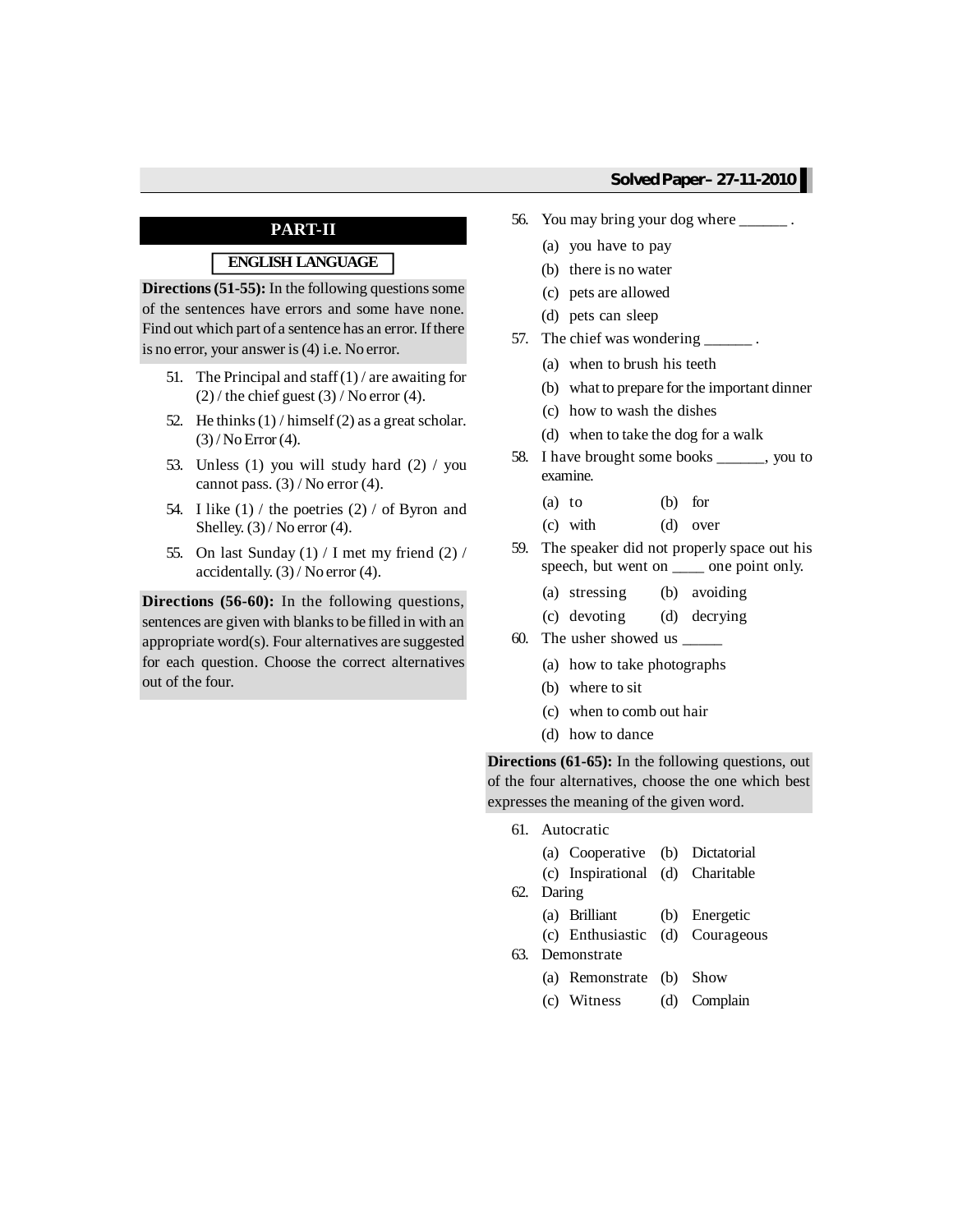## PART-II

### ENGLISH LANGUAGE

**Directions (51-55):** In the following questions some of the sentences have errors and some have none. Find out which part of a sentence has an error. If there is no error, your answer is (4) i.e. No error.

51. The Principal and staff (1) / are awaiting for (2) / the chief guest (3) / No error (4).
52. He thinks (1) / himself (2) as a great scholar. (3) / No Error (4).
53. Unless (1) you will study hard (2) / you cannot pass. (3) / No error (4).
54. I like (1) / the poetries (2) / of Byron and Shelley. (3) / No error (4).
55. On last Sunday (1) / I met my friend (2) / accidentally. (3) / No error (4).

**Directions (56-60):** In the following questions, sentences are given with blanks to be filled in with an appropriate word(s). Four alternatives are suggested for each question. Choose the correct alternatives out of the four.

56. You may bring your dog where ______ .
    - (a) you have to pay
    - (b) there is no water
    - (c) pets are allowed
    - (d) pets can sleep
57. The chief was wondering ______ .
    - (a) when to brush his teeth
    - (b) what to prepare for the important dinner
    - (c) how to wash the dishes
    - (d) when to take the dog for a walk
58. I have brought some books ______, you to examine.
    - (a) to
    - (b) for
    - (c) with
    - (d) over
59. The speaker did not properly space out his speech, but went on ____ one point only.
    - (a) stressing
    - (b) avoiding
    - (c) devoting
    - (d) decrying
60. The usher showed us _____
    - (a) how to take photographs
    - (b) where to sit
    - (c) when to comb out hair
    - (d) how to dance

**Directions (61-65):** In the following questions, out of the four alternatives, choose the one which best expresses the meaning of the given word.

61. Autocratic
    - (a) Cooperative
    - (b) Dictatorial
    - (c) Inspirational
    - (d) Charitable
62. Daring
    - (a) Brilliant
    - (b) Energetic
    - (c) Enthusiastic
    - (d) Courageous
63. Demonstrate
    - (a) Remonstrate
    - (b) Show
    - (c) Witness
    - (d) Complain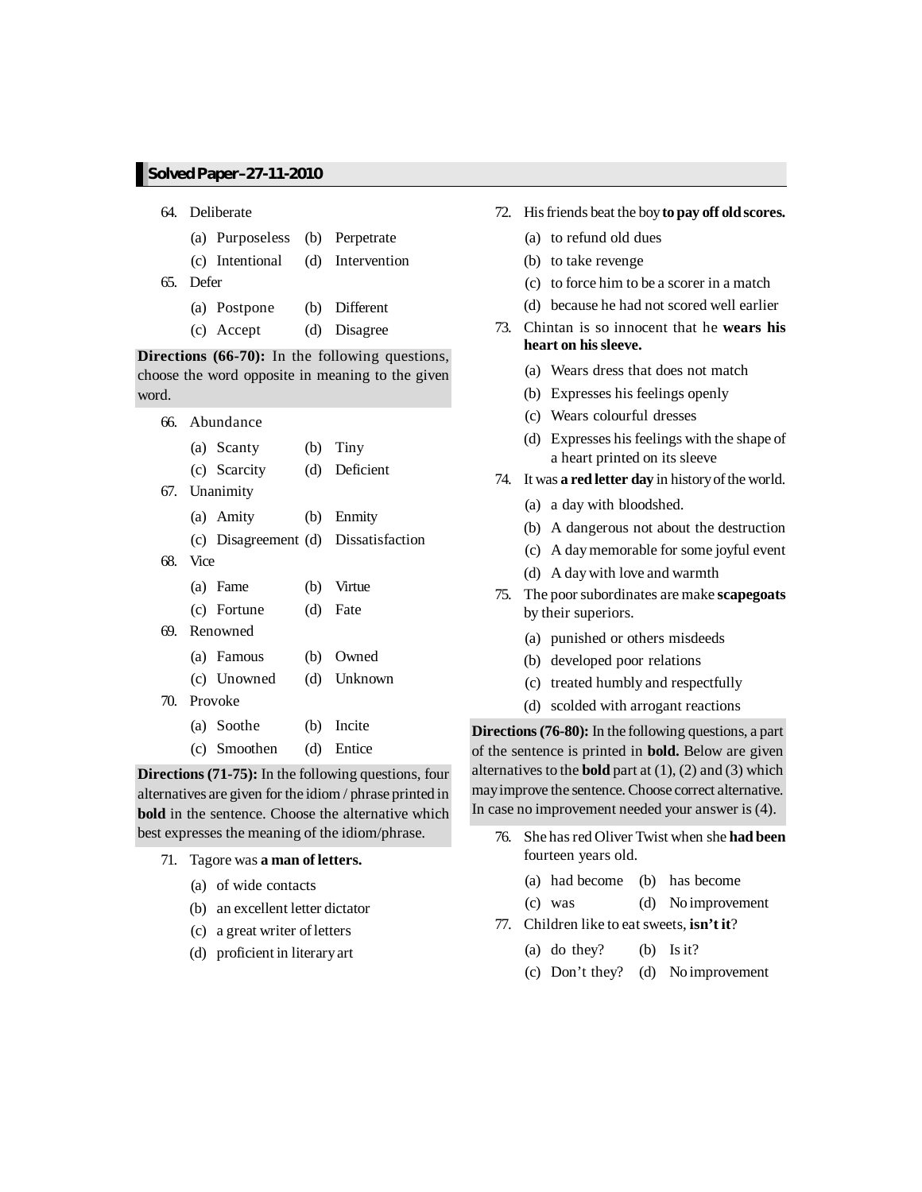64. Deliberate

(a) Purposeless (b) Perpetrate
(c) Intentional (d) Intervention

65. Defer

(a) Postpone (b) Different
(c) Accept (d) Disagree

**Directions (66-70):** In the following questions, choose the word opposite in meaning to the given word.

66. Abundance

(a) Scanty (b) Tiny
(c) Scarcity (d) Deficient

67. Unanimity

(a) Amity (b) Enmity
(c) Disagreement (d) Dissatisfaction

68. Vice

(a) Fame (b) Virtue
(c) Fortune (d) Fate

69. Renowned

(a) Famous (b) Owned
(c) Unowned (d) Unknown

70. Provoke

(a) Soothe (b) Incite
(c) Smoothen (d) Entice

**Directions (71-75):** In the following questions, four alternatives are given for the idiom / phrase printed in **bold** in the sentence. Choose the alternative which best expresses the meaning of the idiom/phrase.

71. Tagore was **a man of letters.**

(a) of wide contacts
(b) an excellent letter dictator
(c) a great writer of letters
(d) proficient in literary art

72. His friends beat the boy **to pay off old scores.**

(a) to refund old dues
(b) to take revenge
(c) to force him to be a scorer in a match
(d) because he had not scored well earlier

73. Chintan is so innocent that he **wears his heart on his sleeve.**

(a) Wears dress that does not match
(b) Expresses his feelings openly
(c) Wears colourful dresses
(d) Expresses his feelings with the shape of a heart printed on its sleeve

74. It was **a red letter day** in history of the world.

(a) a day with bloodshed.
(b) A dangerous not about the destruction
(c) A day memorable for some joyful event
(d) A day with love and warmth

75. The poor subordinates are make **scapegoats** by their superiors.

(a) punished or others misdeeds
(b) developed poor relations
(c) treated humbly and respectfully
(d) scolded with arrogant reactions

**Directions (76-80):** In the following questions, a part of the sentence is printed in **bold.** Below are given alternatives to the **bold** part at (1), (2) and (3) which may improve the sentence. Choose correct alternative. In case no improvement needed your answer is (4).

76. She has red Oliver Twist when she **had been** fourteen years old.

(a) had become (b) has become
(c) was (d) No improvement

77. Children like to eat sweets, **isn't it**?

(a) do they? (b) Is it?
(c) Don't they? (d) No improvement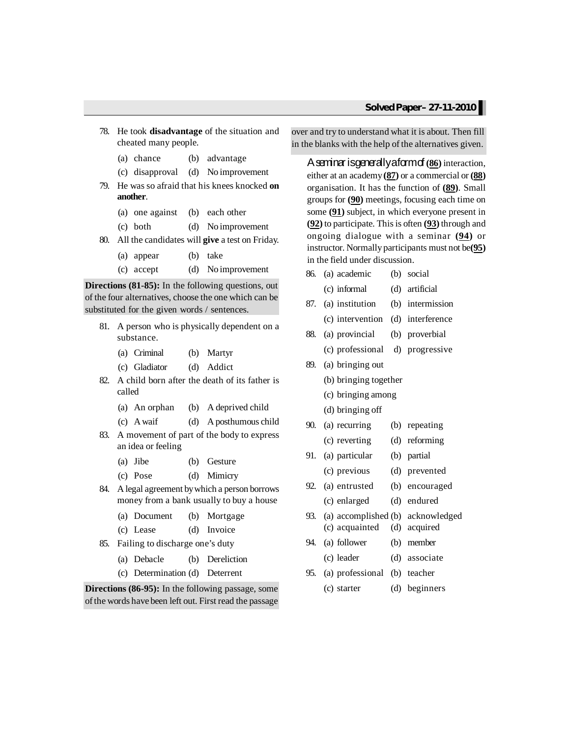78. He took **disadvantage** of the situation and cheated many people.

    (a) chance (b) advantage
    (c) disapproval (d) No improvement

79. He was so afraid that his knees knocked **on another**.

    (a) one against (b) each other
    (c) both (d) No improvement

80. All the candidates will **give** a test on Friday.

    (a) appear (b) take
    (c) accept (d) No improvement

**Directions (81-85):** In the following questions, out of the four alternatives, choose the one which can be substituted for the given words / sentences.

81. A person who is physically dependent on a substance.

    (a) Criminal (b) Martyr
    (c) Gladiator (d) Addict

82. A child born after the death of its father is called

    (a) An orphan (b) A deprived child
    (c) A waif (d) A posthumous child

83. A movement of part of the body to express an idea or feeling

    (a) Jibe (b) Gesture
    (c) Pose (d) Mimicry

84. A legal agreement by which a person borrows money from a bank usually to buy a house

    (a) Document (b) Mortgage
    (c) Lease (d) Invoice

85. Failing to discharge one's duty

    (a) Debacle (b) Dereliction
    (c) Determination (d) Deterrent

**Directions (86-95):** In the following passage, some of the words have been left out. First read the passage over and try to understand what it is about. Then fill in the blanks with the help of the alternatives given.

A seminar is generally a form of **(86)** interaction, either at an academy **(87)** or a commercial or **(88)** organisation. It has the function of **(89)**. Small groups for **(90)** meetings, focusing each time on some **(91)** subject, in which everyone present in **(92)** to participate. This is often **(93)** through and ongoing dialogue with a seminar **(94)** or instructor. Normally participants must not be**(95)** in the field under discussion.

86. (a) academic (b) social
    (c) informal (d) artificial

87. (a) institution (b) intermission
    (c) intervention (d) interference

88. (a) provincial (b) proverbial
    (c) professional d) progressive

89. (a) bringing out
    (b) bringing together
    (c) bringing among
    (d) bringing off

90. (a) recurring (b) repeating
    (c) reverting (d) reforming

91. (a) particular (b) partial
    (c) previous (d) prevented

92. (a) entrusted (b) encouraged
    (c) enlarged (d) endured

93. (a) accomplished (b) acknowledged
    (c) acquainted (d) acquired

94. (a) follower (b) member
    (c) leader (d) associate

95. (a) professional (b) teacher
    (c) starter (d) beginners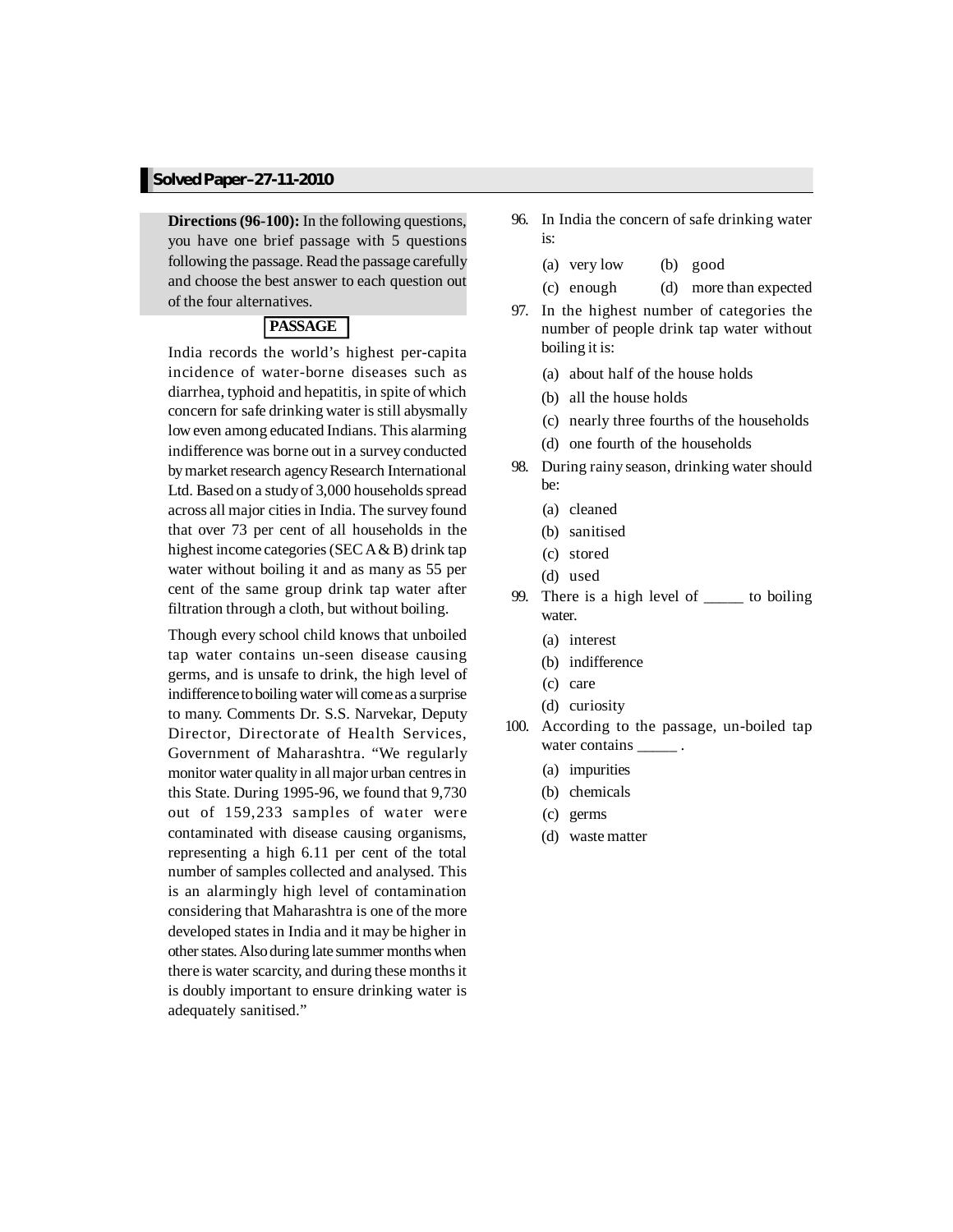**Directions (96-100):** In the following questions, you have one brief passage with 5 questions following the passage. Read the passage carefully and choose the best answer to each question out of the four alternatives.

**PASSAGE**

India records the world's highest per-capita incidence of water-borne diseases such as diarrhea, typhoid and hepatitis, in spite of which concern for safe drinking water is still abysmally low even among educated Indians. This alarming indifference was borne out in a survey conducted by market research agency Research International Ltd. Based on a study of 3,000 households spread across all major cities in India. The survey found that over 73 per cent of all households in the highest income categories (SEC A & B) drink tap water without boiling it and as many as 55 per cent of the same group drink tap water after filtration through a cloth, but without boiling.

Though every school child knows that unboiled tap water contains un-seen disease causing germs, and is unsafe to drink, the high level of indifference to boiling water will come as a surprise to many. Comments Dr. S.S. Narvekar, Deputy Director, Directorate of Health Services, Government of Maharashtra. "We regularly monitor water quality in all major urban centres in this State. During 1995-96, we found that 9,730 out of 159,233 samples of water were contaminated with disease causing organisms, representing a high 6.11 per cent of the total number of samples collected and analysed. This is an alarmingly high level of contamination considering that Maharashtra is one of the more developed states in India and it may be higher in other states. Also during late summer months when there is water scarcity, and during these months it is doubly important to ensure drinking water is adequately sanitised."

96. In India the concern of safe drinking water is:
    (a) very low  (b) good
    (c) enough  (d) more than expected

97. In the highest number of categories the number of people drink tap water without boiling it is:
    (a) about half of the house holds
    (b) all the house holds
    (c) nearly three fourths of the households
    (d) one fourth of the households

98. During rainy season, drinking water should be:
    (a) cleaned
    (b) sanitised
    (c) stored
    (d) used

99. There is a high level of _____ to boiling water.
    (a) interest
    (b) indifference
    (c) care
    (d) curiosity

100. According to the passage, un-boiled tap water contains _____ .
    (a) impurities
    (b) chemicals
    (c) germs
    (d) waste matter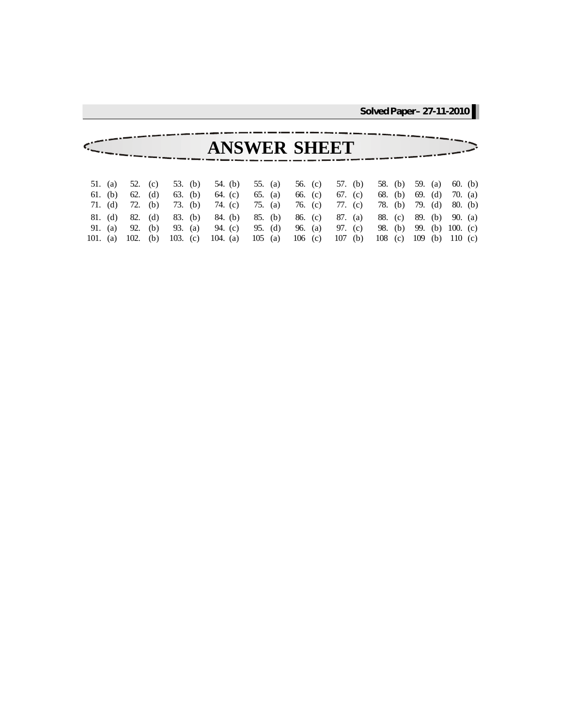# ANSWER SHEET

| | | | | | | | | | |
|---|---|---|---|---|---|---|---|---|---|
| 51. (a) | 52. (c) | 53. (b) | 54. (b) | 55. (a) | 56. (c) | 57. (b) | 58. (b) | 59. (a) | 60. (b) |
| 61. (b) | 62. (d) | 63. (b) | 64. (c) | 65. (a) | 66. (c) | 67. (c) | 68. (b) | 69. (d) | 70. (a) |
| 71. (d) | 72. (b) | 73. (b) | 74. (c) | 75. (a) | 76. (c) | 77. (c) | 78. (b) | 79. (d) | 80. (b) |
| 81. (d) | 82. (d) | 83. (b) | 84. (b) | 85. (b) | 86. (c) | 87. (a) | 88. (c) | 89. (b) | 90. (a) |
| 91. (a) | 92. (b) | 93. (a) | 94. (c) | 95. (d) | 96. (a) | 97. (c) | 98. (b) | 99. (b) | 100. (c) |
| 101. (a) | 102. (b) | 103. (c) | 104. (a) | 105 (a) | 106 (c) | 107 (b) | 108 (c) | 109 (b) | 110 (c) |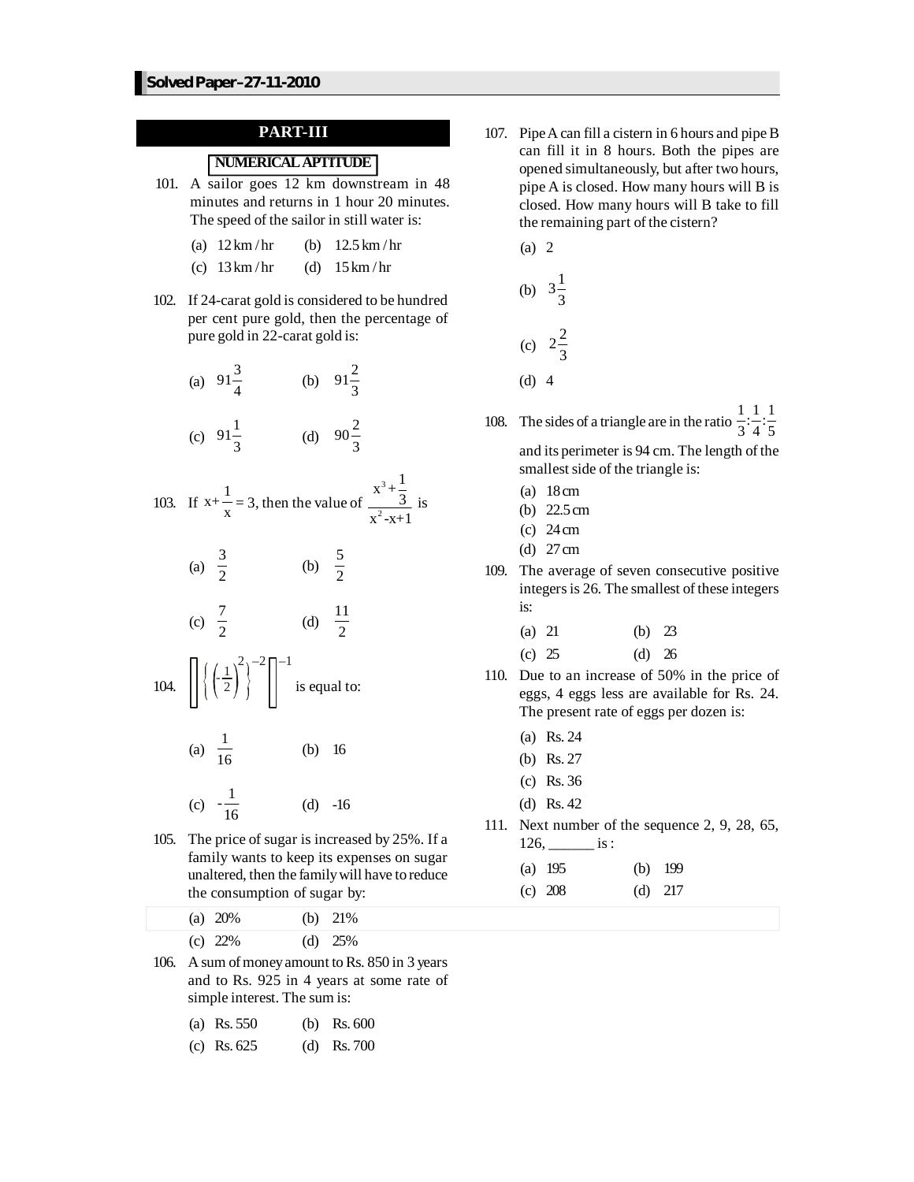## PART-III

### NUMERICAL APTITUDE

101. A sailor goes 12 km downstream in 48 minutes and returns in 1 hour 20 minutes. The speed of the sailor in still water is:

 (a) 12 km / hr (b) 12.5 km / hr
 (c) 13 km / hr (d) 15 km / hr

102. If 24-carat gold is considered to be hundred per cent pure gold, then the percentage of pure gold in 22-carat gold is:

 (a) $91\frac{3}{4}$ (b) $91\frac{2}{3}$
 (c) $91\frac{1}{3}$ (d) $90\frac{2}{3}$

103. If $x+\frac{1}{x}=3$, then the value of $\frac{x^3+\frac{1}{3}}{x^2-x+1}$ is

 (a) $\frac{3}{2}$ (b) $\frac{5}{2}$
 (c) $\frac{7}{2}$ (d) $\frac{11}{2}$

104. $\left[\left[\left\{\left(-\frac{1}{2}\right)^2\right\}^{-2}\right]^{-1}\right]$ is equal to:

 (a) $\frac{1}{16}$ (b) 16
 (c) $-\frac{1}{16}$ (d) -16

105. The price of sugar is increased by 25%. If a family wants to keep its expenses on sugar unaltered, then the family will have to reduce the consumption of sugar by:

 (a) 20% (b) 21%
 (c) 22% (d) 25%

106. A sum of money amount to Rs. 850 in 3 years and to Rs. 925 in 4 years at some rate of simple interest. The sum is:

 (a) Rs. 550 (b) Rs. 600
 (c) Rs. 625 (d) Rs. 700

107. Pipe A can fill a cistern in 6 hours and pipe B can fill it in 8 hours. Both the pipes are opened simultaneously, but after two hours, pipe A is closed. How many hours will B is closed. How many hours will B take to fill the remaining part of the cistern?

 (a) 2
 (b) $3\frac{1}{3}$
 (c) $2\frac{2}{3}$
 (d) 4

108. The sides of a triangle are in the ratio $\frac{1}{3}:\frac{1}{4}:\frac{1}{5}$ and its perimeter is 94 cm. The length of the smallest side of the triangle is:

 (a) 18 cm
 (b) 22.5 cm
 (c) 24 cm
 (d) 27 cm

109. The average of seven consecutive positive integers is 26. The smallest of these integers is:

 (a) 21 (b) 23
 (c) 25 (d) 26

110. Due to an increase of 50% in the price of eggs, 4 eggs less are available for Rs. 24. The present rate of eggs per dozen is:

 (a) Rs. 24
 (b) Rs. 27
 (c) Rs. 36
 (d) Rs. 42

111. Next number of the sequence 2, 9, 28, 65, 126, ______ is :

 (a) 195 (b) 199
 (c) 208 (d) 217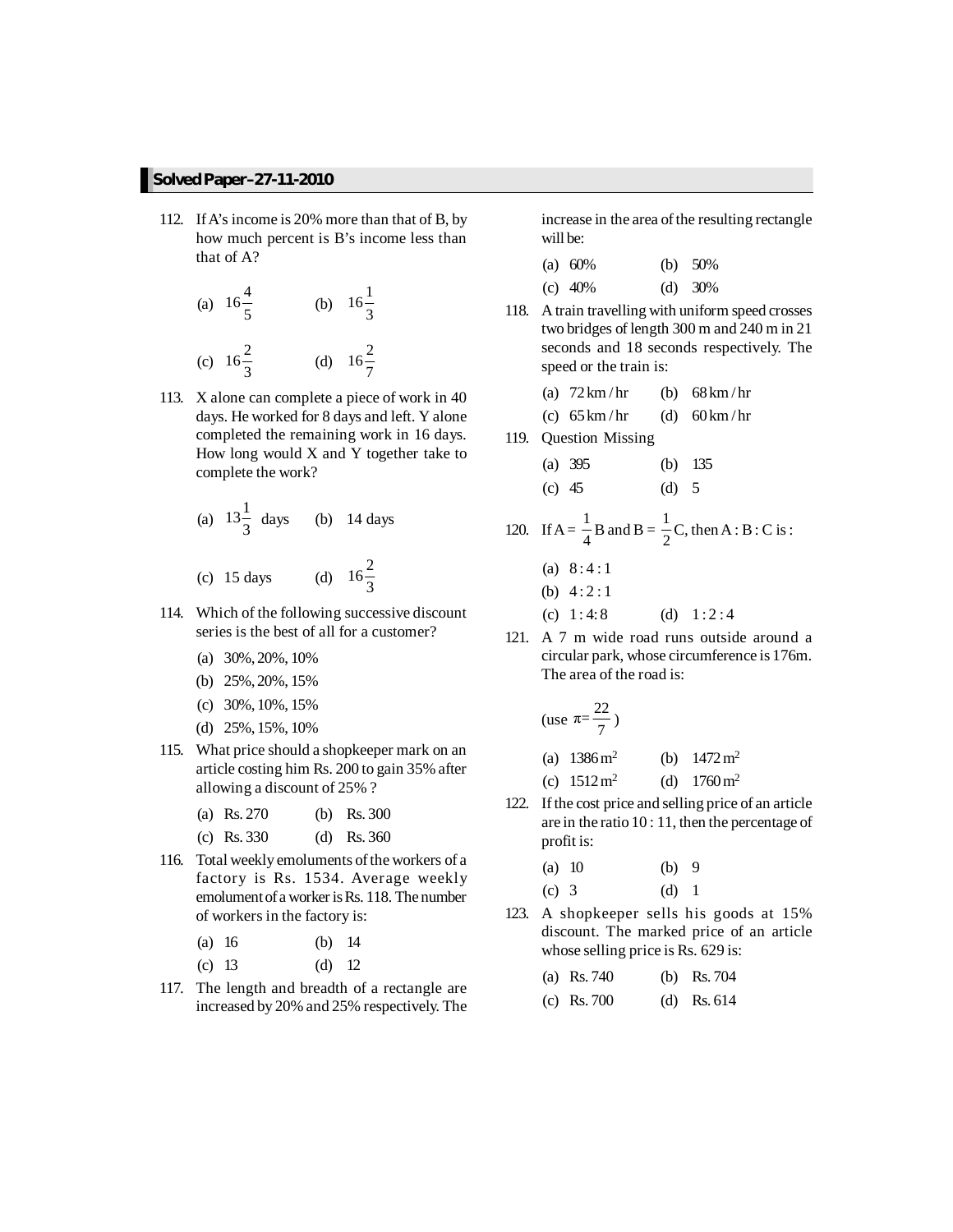112. If A's income is 20% more than that of B, by how much percent is B's income less than that of A?

(a) $16\frac{4}{5}$ (b) $16\frac{1}{3}$

(c) $16\frac{2}{3}$ (d) $16\frac{2}{7}$

113. X alone can complete a piece of work in 40 days. He worked for 8 days and left. Y alone completed the remaining work in 16 days. How long would X and Y together take to complete the work?

(a) $13\frac{1}{3}$ days (b) 14 days

(c) 15 days (d) $16\frac{2}{3}$

114. Which of the following successive discount series is the best of all for a customer?

(a) 30%, 20%, 10%

(b) 25%, 20%, 15%

(c) 30%, 10%, 15%

(d) 25%, 15%, 10%

115. What price should a shopkeeper mark on an article costing him Rs. 200 to gain 35% after allowing a discount of 25% ?

(a) Rs. 270 (b) Rs. 300

(c) Rs. 330 (d) Rs. 360

116. Total weekly emoluments of the workers of a factory is Rs. 1534. Average weekly emolument of a worker is Rs. 118. The number of workers in the factory is:

(a) 16 (b) 14

(c) 13 (d) 12

117. The length and breadth of a rectangle are increased by 20% and 25% respectively. The increase in the area of the resulting rectangle will be:

(a) 60% (b) 50%

(c) 40% (d) 30%

118. A train travelling with uniform speed crosses two bridges of length 300 m and 240 m in 21 seconds and 18 seconds respectively. The speed or the train is:

(a) 72 km / hr (b) 68 km / hr

(c) 65 km / hr (d) 60 km / hr

119. Question Missing

(a) 395 (b) 135

(c) 45 (d) 5

120. If A = $\frac{1}{4}$B and B = $\frac{1}{2}$C, then A : B : C is :

(a) 8 : 4 : 1

(b) 4 : 2 : 1

(c) 1 : 4: 8 (d) 1 : 2 : 4

121. A 7 m wide road runs outside around a circular park, whose circumference is 176m. The area of the road is:

(use $\pi = \frac{22}{7}$)

(a) 1386 m$^2$ (b) 1472 m$^2$

(c) 1512 m$^2$ (d) 1760 m$^2$

122. If the cost price and selling price of an article are in the ratio 10 : 11, then the percentage of profit is:

(a) 10 (b) 9

(c) 3 (d) 1

123. A shopkeeper sells his goods at 15% discount. The marked price of an article whose selling price is Rs. 629 is:

(a) Rs. 740 (b) Rs. 704

(c) Rs. 700 (d) Rs. 614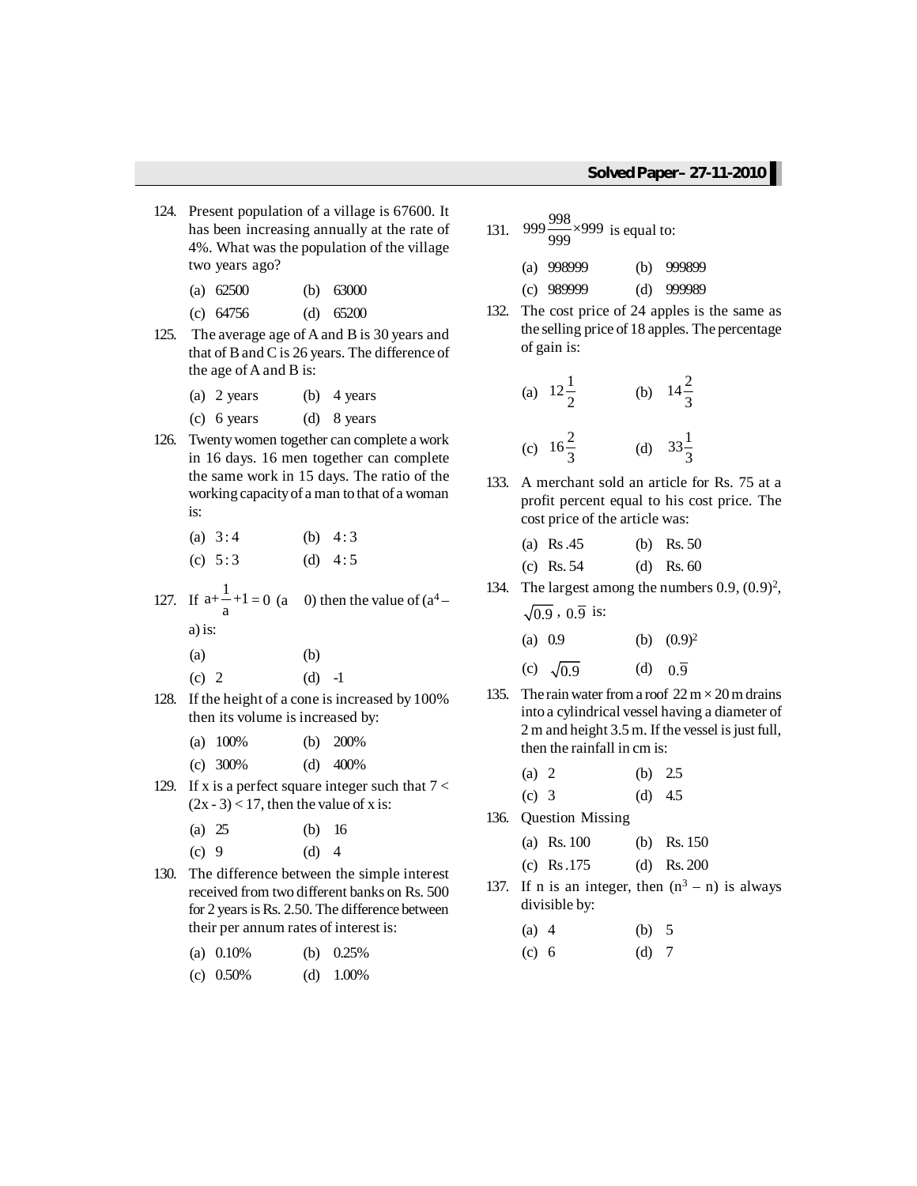124. Present population of a village is 67600. It has been increasing annually at the rate of 4%. What was the population of the village two years ago?

(a) 62500 (b) 63000
(c) 64756 (d) 65200

125. The average age of A and B is 30 years and that of B and C is 26 years. The difference of the age of A and B is:

(a) 2 years (b) 4 years
(c) 6 years (d) 8 years

126. Twenty women together can complete a work in 16 days. 16 men together can complete the same work in 15 days. The ratio of the working capacity of a man to that of a woman is:

(a) 3 : 4 (b) 4 : 3
(c) 5 : 3 (d) 4 : 5

127. If $a+\frac{1}{a}+1=0$ (a  0) then the value of ($a^4$ – a) is:

(a) (b)
(c) 2 (d) -1

128. If the height of a cone is increased by 100% then its volume is increased by:

(a) 100% (b) 200%
(c) 300% (d) 400%

129. If x is a perfect square integer such that $7 < (2x - 3) < 17$, then the value of x is:

(a) 25 (b) 16
(c) 9 (d) 4

130. The difference between the simple interest received from two different banks on Rs. 500 for 2 years is Rs. 2.50. The difference between their per annum rates of interest is:

(a) 0.10% (b) 0.25%
(c) 0.50% (d) 1.00%

131. $999\frac{998}{999}\times 999$ is equal to:

(a) 998999 (b) 999899
(c) 989999 (d) 999989

132. The cost price of 24 apples is the same as the selling price of 18 apples. The percentage of gain is:

(a) $12\frac{1}{2}$ (b) $14\frac{2}{3}$
(c) $16\frac{2}{3}$ (d) $33\frac{1}{3}$

133. A merchant sold an article for Rs. 75 at a profit percent equal to his cost price. The cost price of the article was:

(a) Rs .45 (b) Rs. 50
(c) Rs. 54 (d) Rs. 60

134. The largest among the numbers 0.9, $(0.9)^2$, $\sqrt{0.9}$, $0.\overline{9}$ is:

(a) 0.9 (b) $(0.9)^2$
(c) $\sqrt{0.9}$ (d) $0.\overline{9}$

135. The rain water from a roof $22\text{ m} \times 20\text{ m}$ drains into a cylindrical vessel having a diameter of 2 m and height 3.5 m. If the vessel is just full, then the rainfall in cm is:

(a) 2 (b) 2.5
(c) 3 (d) 4.5

136. Question Missing

(a) Rs. 100 (b) Rs. 150
(c) Rs .175 (d) Rs. 200

137. If n is an integer, then $(n^3 - n)$ is always divisible by:

(a) 4 (b) 5
(c) 6 (d) 7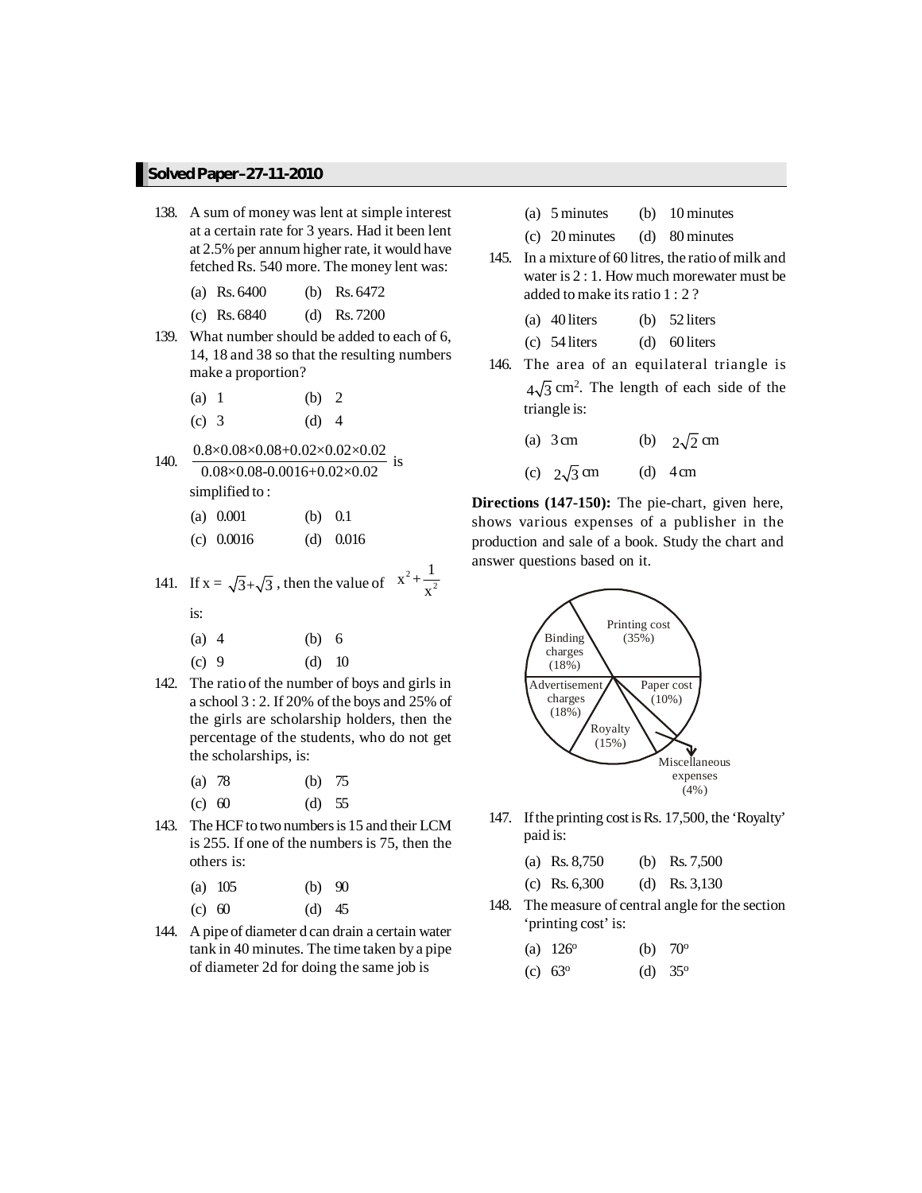138. A sum of money was lent at simple interest at a certain rate for 3 years. Had it been lent at 2.5% per annum higher rate, it would have fetched Rs. 540 more. The money lent was:

(a) Rs. 6400 (b) Rs. 6472
(c) Rs. 6840 (d) Rs. 7200

139. What number should be added to each of 6, 14, 18 and 38 so that the resulting numbers make a proportion?

(a) 1 (b) 2
(c) 3 (d) 4

140. $\frac{0.8\times0.08\times0.08+0.02\times0.02\times0.02}{0.08\times0.08-0.0016+0.02\times0.02}$ is simplified to :

(a) 0.001 (b) 0.1
(c) 0.0016 (d) 0.016

141. If x = $\sqrt{3}+\sqrt{3}$, then the value of $x^2+\frac{1}{x^2}$ is:

(a) 4 (b) 6
(c) 9 (d) 10

142. The ratio of the number of boys and girls in a school 3 : 2. If 20% of the boys and 25% of the girls are scholarship holders, then the percentage of the students, who do not get the scholarships, is:

(a) 78 (b) 75
(c) 60 (d) 55

143. The HCF to two numbers is 15 and their LCM is 255. If one of the numbers is 75, then the others is:

(a) 105 (b) 90
(c) 60 (d) 45

144. A pipe of diameter d can drain a certain water tank in 40 minutes. The time taken by a pipe of diameter 2d for doing the same job is

(a) 5 minutes (b) 10 minutes
(c) 20 minutes (d) 80 minutes

145. In a mixture of 60 litres, the ratio of milk and water is 2 : 1. How much morewater must be added to make its ratio 1 : 2 ?

(a) 40 liters (b) 52 liters
(c) 54 liters (d) 60 liters

146. The area of an equilateral triangle is $4\sqrt{3}$ cm$^2$. The length of each side of the triangle is:

(a) 3 cm (b) $2\sqrt{2}$ cm
(c) $2\sqrt{3}$ cm (d) 4 cm

**Directions (147-150):** The pie-chart, given here, shows various expenses of a publisher in the production and sale of a book. Study the chart and answer questions based on it.

Printing cost (35%)
Binding charges (18%)
Advertisement charges (18%)
Paper cost (10%)
Royalty (15%)
Miscellaneous expenses (4%)

147. If the printing cost is Rs. 17,500, the 'Royalty' paid is:

(a) Rs. 8,750 (b) Rs. 7,500
(c) Rs. 6,300 (d) Rs. 3,130

148. The measure of central angle for the section 'printing cost' is:

(a) 126° (b) 70°
(c) 63° (d) 35°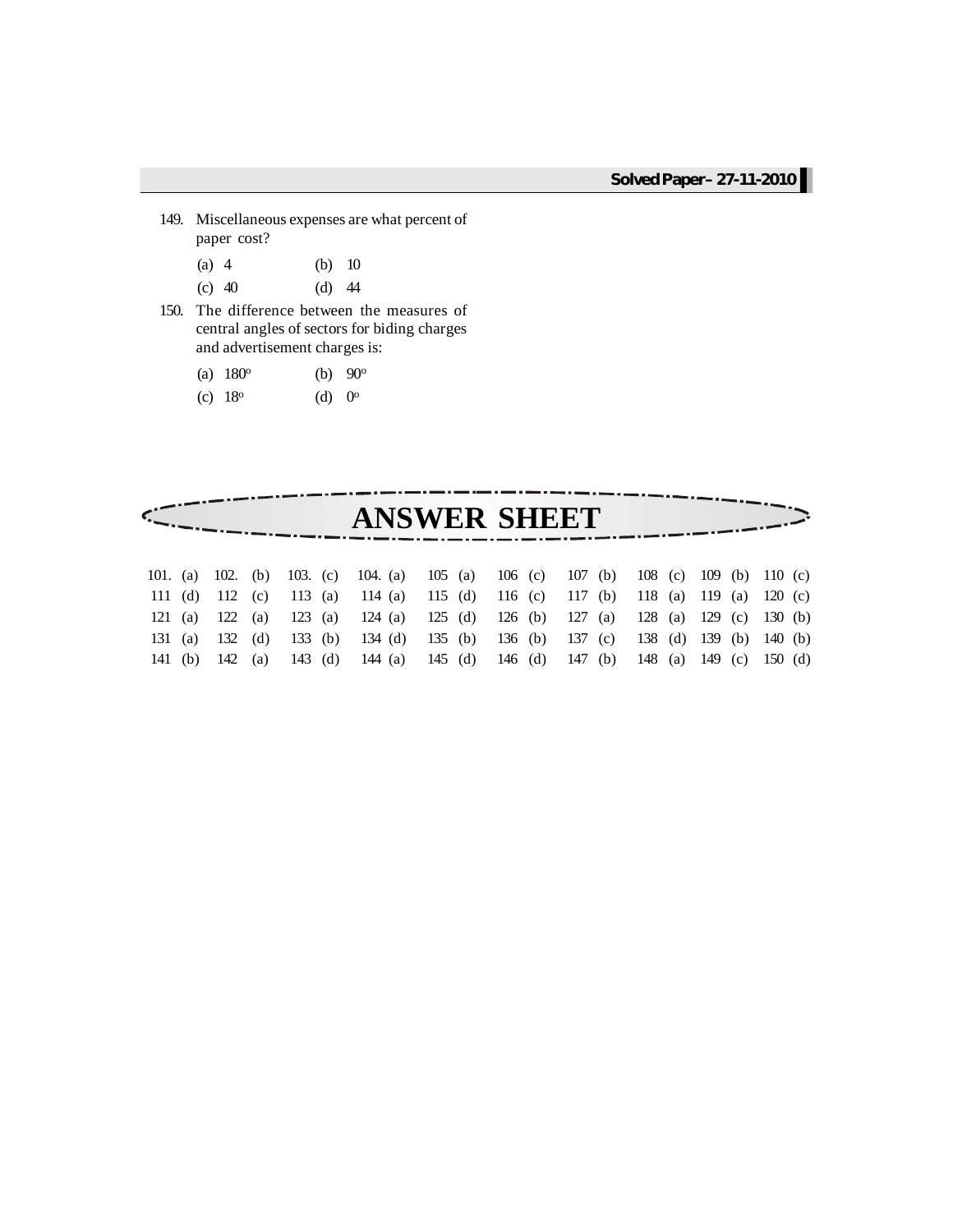149. Miscellaneous expenses are what percent of paper cost?

(a) 4 (b) 10

(c) 40 (d) 44

150. The difference between the measures of central angles of sectors for biding charges and advertisement charges is:

(a) 180° (b) 90°

(c) 18° (d) 0°

# ANSWER SHEET

| | | | | | | | | | |
|---|---|---|---|---|---|---|---|---|---|
| 101. (a) | 102. (b) | 103. (c) | 104. (a) | 105 (a) | 106 (c) | 107 (b) | 108 (c) | 109 (b) | 110 (c) |
| 111 (d) | 112 (c) | 113 (a) | 114 (a) | 115 (d) | 116 (c) | 117 (b) | 118 (a) | 119 (a) | 120 (c) |
| 121 (a) | 122 (a) | 123 (a) | 124 (a) | 125 (d) | 126 (b) | 127 (a) | 128 (a) | 129 (c) | 130 (b) |
| 131 (a) | 132 (d) | 133 (b) | 134 (d) | 135 (b) | 136 (b) | 137 (c) | 138 (d) | 139 (b) | 140 (b) |
| 141 (b) | 142 (a) | 143 (d) | 144 (a) | 145 (d) | 146 (d) | 147 (b) | 148 (a) | 149 (c) | 150 (d) |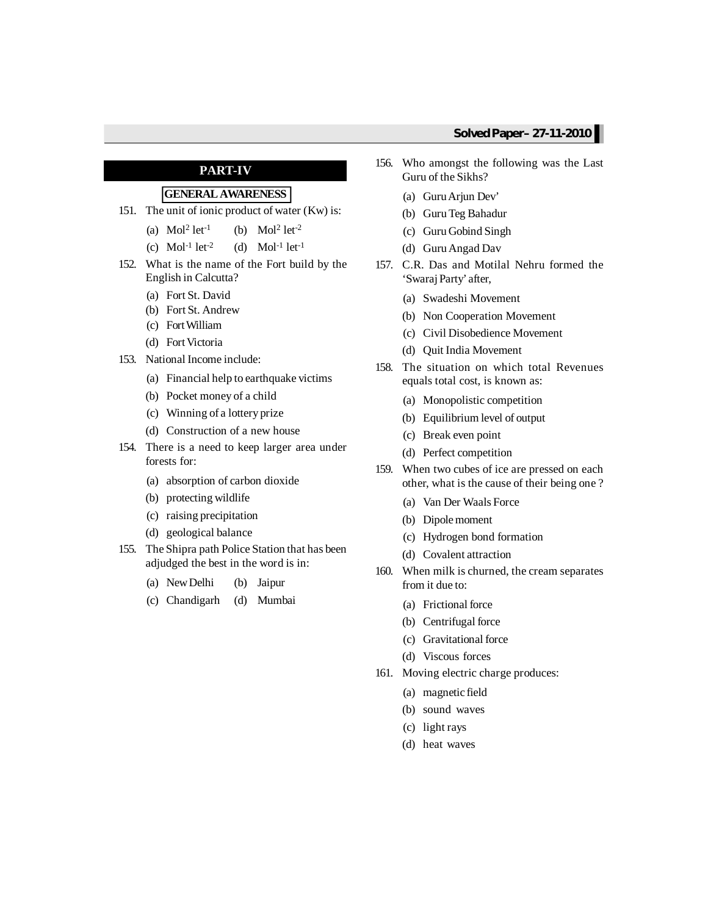## PART-IV

**GENERAL AWARENESS**

151. The unit of ionic product of water (Kw) is:

    (a) $Mol^2$ $let^{-1}$ (b) $Mol^2$ $let^{-2}$

    (c) $Mol^{-1}$ $let^{-2}$ (d) $Mol^{-1}$ $let^{-1}$

152. What is the name of the Fort build by the English in Calcutta?

    (a) Fort St. David
    (b) Fort St. Andrew
    (c) Fort William
    (d) Fort Victoria

153. National Income include:

    (a) Financial help to earthquake victims
    (b) Pocket money of a child
    (c) Winning of a lottery prize
    (d) Construction of a new house

154. There is a need to keep larger area under forests for:

    (a) absorption of carbon dioxide
    (b) protecting wildlife
    (c) raising precipitation
    (d) geological balance

155. The Shipra path Police Station that has been adjudged the best in the word is in:

    (a) New Delhi (b) Jaipur

    (c) Chandigarh (d) Mumbai

156. Who amongst the following was the Last Guru of the Sikhs?

    (a) Guru Arjun Dev'
    (b) Guru Teg Bahadur
    (c) Guru Gobind Singh
    (d) Guru Angad Dav

157. C.R. Das and Motilal Nehru formed the 'Swaraj Party' after,

    (a) Swadeshi Movement
    (b) Non Cooperation Movement
    (c) Civil Disobedience Movement
    (d) Quit India Movement

158. The situation on which total Revenues equals total cost, is known as:

    (a) Monopolistic competition
    (b) Equilibrium level of output
    (c) Break even point
    (d) Perfect competition

159. When two cubes of ice are pressed on each other, what is the cause of their being one ?

    (a) Van Der Waals Force
    (b) Dipole moment
    (c) Hydrogen bond formation
    (d) Covalent attraction

160. When milk is churned, the cream separates from it due to:

    (a) Frictional force
    (b) Centrifugal force
    (c) Gravitational force
    (d) Viscous forces

161. Moving electric charge produces:

    (a) magnetic field
    (b) sound waves
    (c) light rays
    (d) heat waves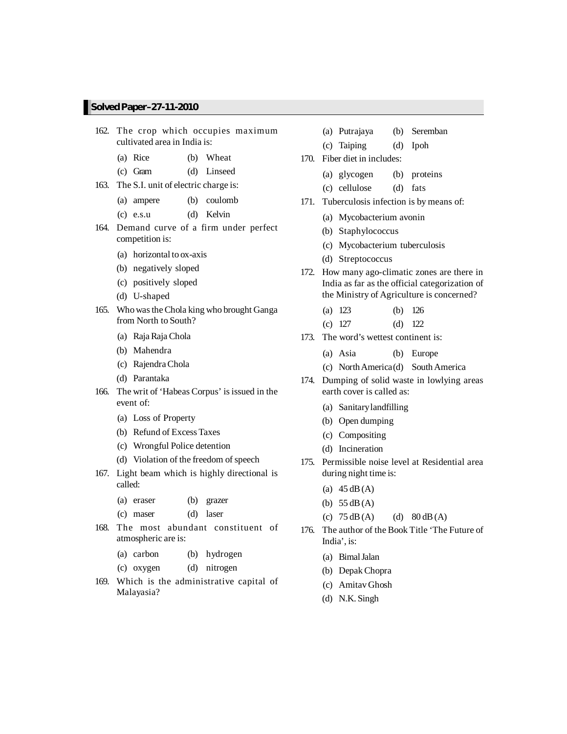162. The crop which occupies maximum cultivated area in India is:

   (a) Rice (b) Wheat
   (c) Gram (d) Linseed

163. The S.I. unit of electric charge is:

   (a) ampere (b) coulomb
   (c) e.s.u (d) Kelvin

164. Demand curve of a firm under perfect competition is:

   (a) horizontal to ox-axis
   (b) negatively sloped
   (c) positively sloped
   (d) U-shaped

165. Who was the Chola king who brought Ganga from North to South?

   (a) Raja Raja Chola
   (b) Mahendra
   (c) Rajendra Chola
   (d) Parantaka

166. The writ of 'Habeas Corpus' is issued in the event of:

   (a) Loss of Property
   (b) Refund of Excess Taxes
   (c) Wrongful Police detention
   (d) Violation of the freedom of speech

167. Light beam which is highly directional is called:

   (a) eraser (b) grazer
   (c) maser (d) laser

168. The most abundant constituent of atmospheric are is:

   (a) carbon (b) hydrogen
   (c) oxygen (d) nitrogen

169. Which is the administrative capital of Malayasia?

   (a) Putrajaya (b) Seremban
   (c) Taiping (d) Ipoh

170. Fiber diet in includes:

   (a) glycogen (b) proteins
   (c) cellulose (d) fats

171. Tuberculosis infection is by means of:

   (a) Mycobacterium avonin
   (b) Staphylococcus
   (c) Mycobacterium tuberculosis
   (d) Streptococcus

172. How many ago-climatic zones are there in India as far as the official categorization of the Ministry of Agriculture is concerned?

   (a) 123 (b) 126
   (c) 127 (d) 122

173. The word's wettest continent is:

   (a) Asia (b) Europe
   (c) North America (d) South America

174. Dumping of solid waste in lowlying areas earth cover is called as:

   (a) Sanitary landfilling
   (b) Open dumping
   (c) Compositing
   (d) Incineration

175. Permissible noise level at Residential area during night time is:

   (a) 45 dB (A)
   (b) 55 dB (A)
   (c) 75 dB (A) (d) 80 dB (A)

176. The author of the Book Title 'The Future of India', is:

   (a) Bimal Jalan
   (b) Depak Chopra
   (c) Amitav Ghosh
   (d) N.K. Singh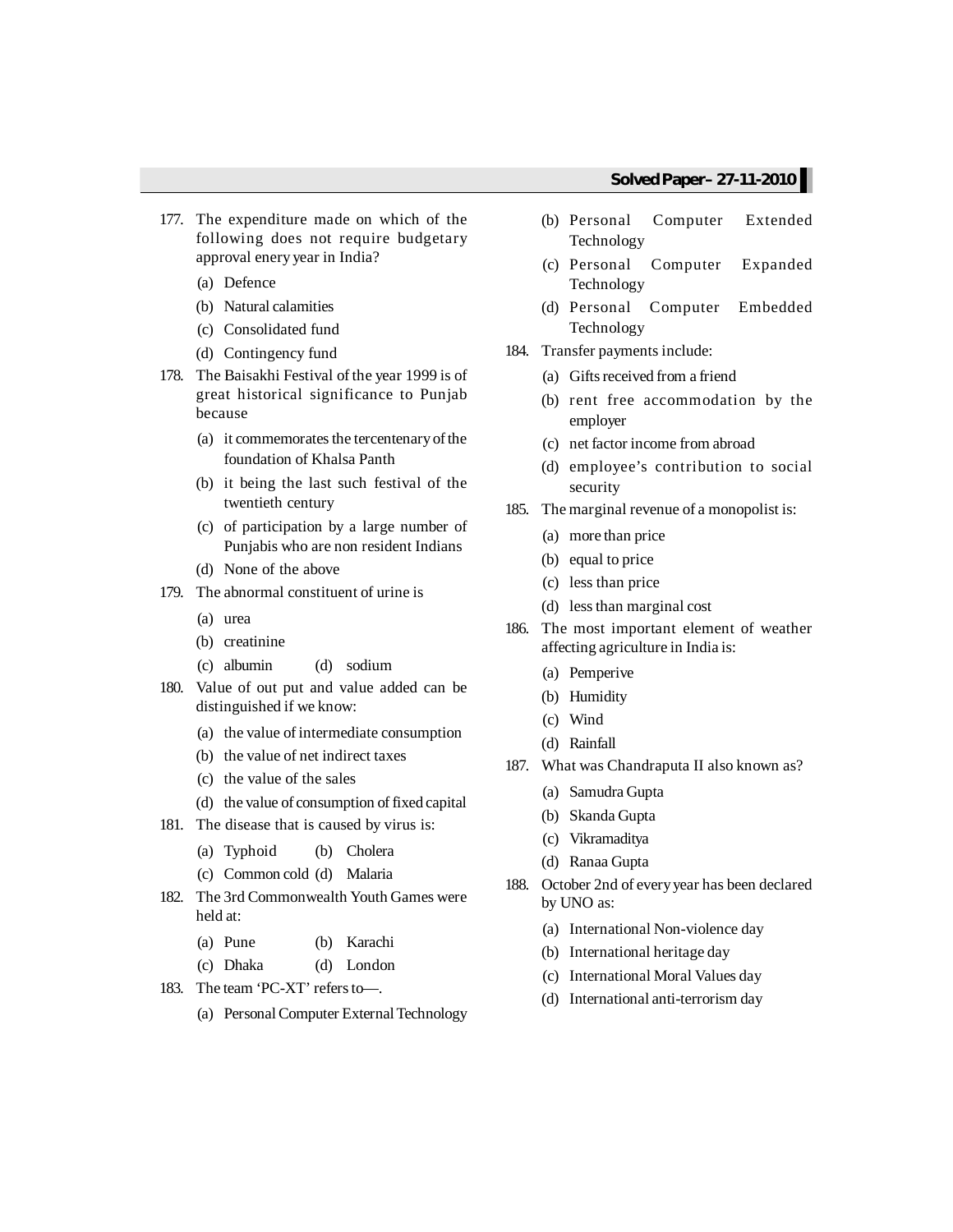177. The expenditure made on which of the following does not require budgetary approval enery year in India?

   (a) Defence
   (b) Natural calamities
   (c) Consolidated fund
   (d) Contingency fund

178. The Baisakhi Festival of the year 1999 is of great historical significance to Punjab because

   (a) it commemorates the tercentenary of the foundation of Khalsa Panth
   (b) it being the last such festival of the twentieth century
   (c) of participation by a large number of Punjabis who are non resident Indians
   (d) None of the above

179. The abnormal constituent of urine is

   (a) urea
   (b) creatinine
   (c) albumin (d) sodium

180. Value of out put and value added can be distinguished if we know:

   (a) the value of intermediate consumption
   (b) the value of net indirect taxes
   (c) the value of the sales
   (d) the value of consumption of fixed capital

181. The disease that is caused by virus is:

   (a) Typhoid (b) Cholera
   (c) Common cold (d) Malaria

182. The 3rd Commonwealth Youth Games were held at:

   (a) Pune (b) Karachi
   (c) Dhaka (d) London

183. The team 'PC-XT' refers to—.

   (a) Personal Computer External Technology
   (b) Personal Computer Extended Technology
   (c) Personal Computer Expanded Technology
   (d) Personal Computer Embedded Technology

184. Transfer payments include:

   (a) Gifts received from a friend
   (b) rent free accommodation by the employer
   (c) net factor income from abroad
   (d) employee's contribution to social security

185. The marginal revenue of a monopolist is:

   (a) more than price
   (b) equal to price
   (c) less than price
   (d) less than marginal cost

186. The most important element of weather affecting agriculture in India is:

   (a) Pemperive
   (b) Humidity
   (c) Wind
   (d) Rainfall

187. What was Chandraputa II also known as?

   (a) Samudra Gupta
   (b) Skanda Gupta
   (c) Vikramaditya
   (d) Ranaa Gupta

188. October 2nd of every year has been declared by UNO as:

   (a) International Non-violence day
   (b) International heritage day
   (c) International Moral Values day
   (d) International anti-terrorism day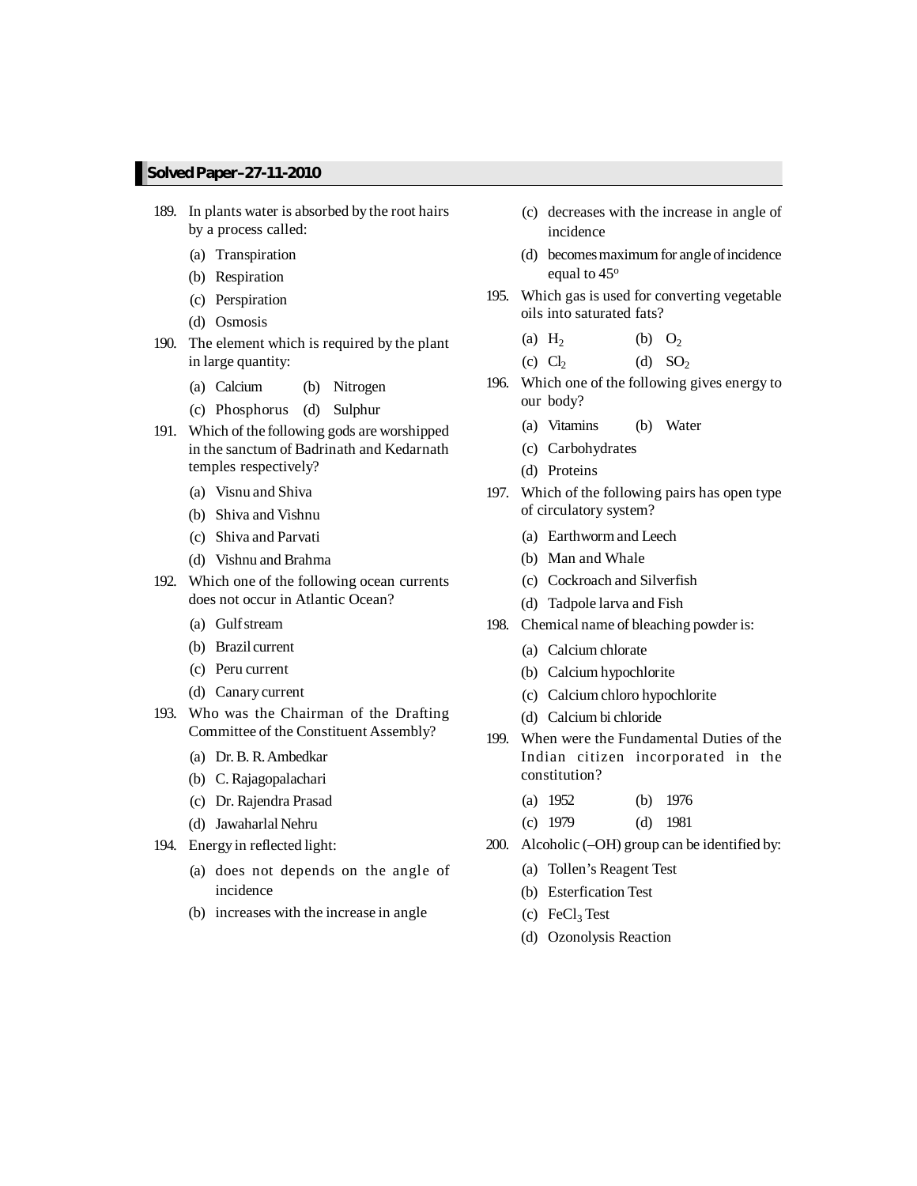189. In plants water is absorbed by the root hairs by a process called:

   (a) Transpiration
   (b) Respiration
   (c) Perspiration
   (d) Osmosis

190. The element which is required by the plant in large quantity:

   (a) Calcium (b) Nitrogen
   (c) Phosphorus (d) Sulphur

191. Which of the following gods are worshipped in the sanctum of Badrinath and Kedarnath temples respectively?

   (a) Visnu and Shiva
   (b) Shiva and Vishnu
   (c) Shiva and Parvati
   (d) Vishnu and Brahma

192. Which one of the following ocean currents does not occur in Atlantic Ocean?

   (a) Gulf stream
   (b) Brazil current
   (c) Peru current
   (d) Canary current

193. Who was the Chairman of the Drafting Committee of the Constituent Assembly?

   (a) Dr. B. R. Ambedkar
   (b) C. Rajagopalachari
   (c) Dr. Rajendra Prasad
   (d) Jawaharlal Nehru

194. Energy in reflected light:

   (a) does not depends on the angle of incidence
   (b) increases with the increase in angle
   (c) decreases with the increase in angle of incidence
   (d) becomes maximum for angle of incidence equal to 45°

195. Which gas is used for converting vegetable oils into saturated fats?

   (a) $H_2$ (b) $O_2$
   (c) $Cl_2$ (d) $SO_2$

196. Which one of the following gives energy to our body?

   (a) Vitamins (b) Water
   (c) Carbohydrates
   (d) Proteins

197. Which of the following pairs has open type of circulatory system?

   (a) Earthworm and Leech
   (b) Man and Whale
   (c) Cockroach and Silverfish
   (d) Tadpole larva and Fish

198. Chemical name of bleaching powder is:

   (a) Calcium chlorate
   (b) Calcium hypochlorite
   (c) Calcium chloro hypochlorite
   (d) Calcium bi chloride

199. When were the Fundamental Duties of the Indian citizen incorporated in the constitution?

   (a) 1952 (b) 1976
   (c) 1979 (d) 1981

200. Alcoholic (–OH) group can be identified by:

   (a) Tollen's Reagent Test
   (b) Esterfication Test
   (c) $FeCl_3$ Test
   (d) Ozonolysis Reaction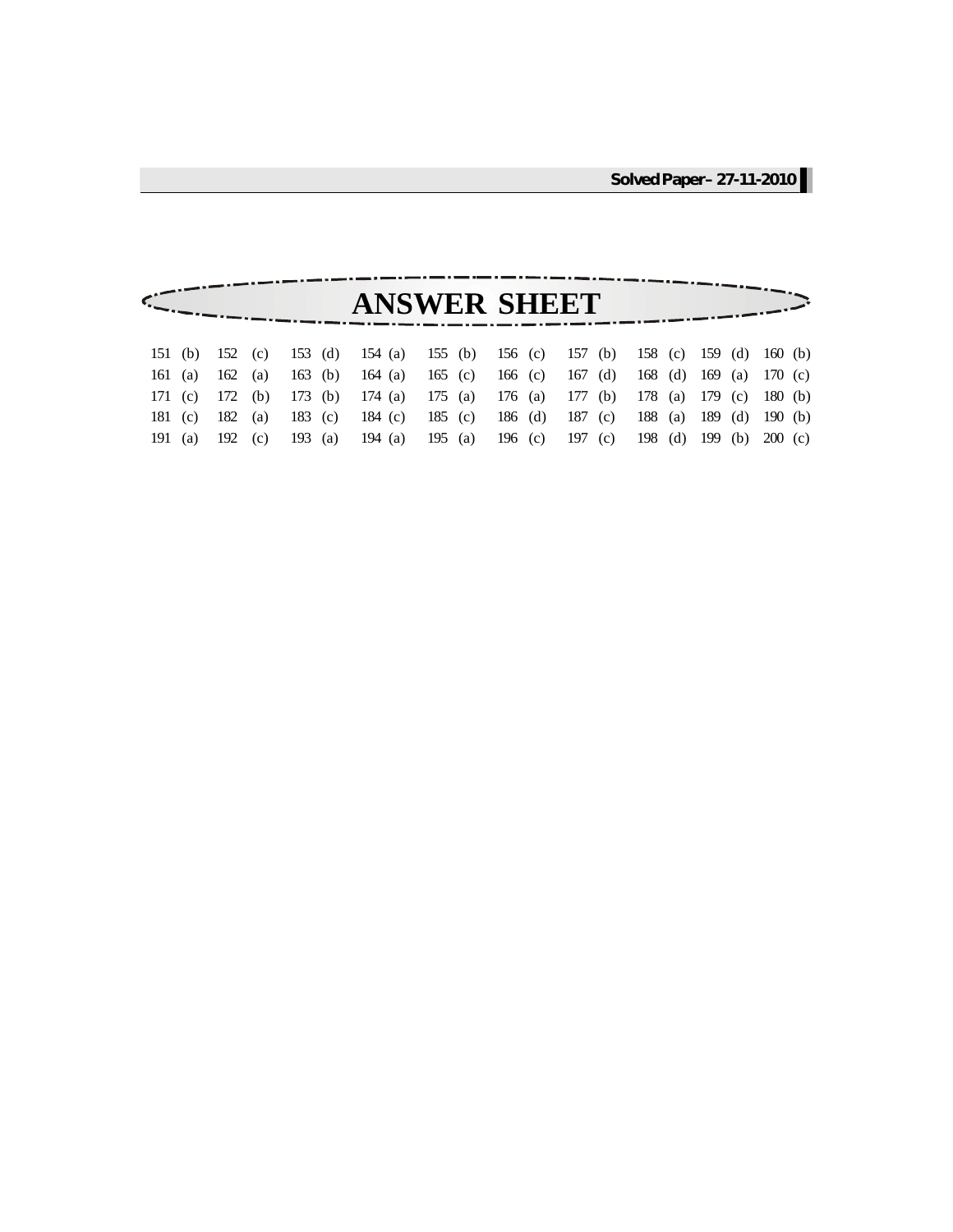# ANSWER SHEET

| | | | | | | | | | |
|---|---|---|---|---|---|---|---|---|---|
| 151 (b) | 152 (c) | 153 (d) | 154 (a) | 155 (b) | 156 (c) | 157 (b) | 158 (c) | 159 (d) | 160 (b) |
| 161 (a) | 162 (a) | 163 (b) | 164 (a) | 165 (c) | 166 (c) | 167 (d) | 168 (d) | 169 (a) | 170 (c) |
| 171 (c) | 172 (b) | 173 (b) | 174 (a) | 175 (a) | 176 (a) | 177 (b) | 178 (a) | 179 (c) | 180 (b) |
| 181 (c) | 182 (a) | 183 (c) | 184 (c) | 185 (c) | 186 (d) | 187 (c) | 188 (a) | 189 (d) | 190 (b) |
| 191 (a) | 192 (c) | 193 (a) | 194 (a) | 195 (a) | 196 (c) | 197 (c) | 198 (d) | 199 (b) | 200 (c) |